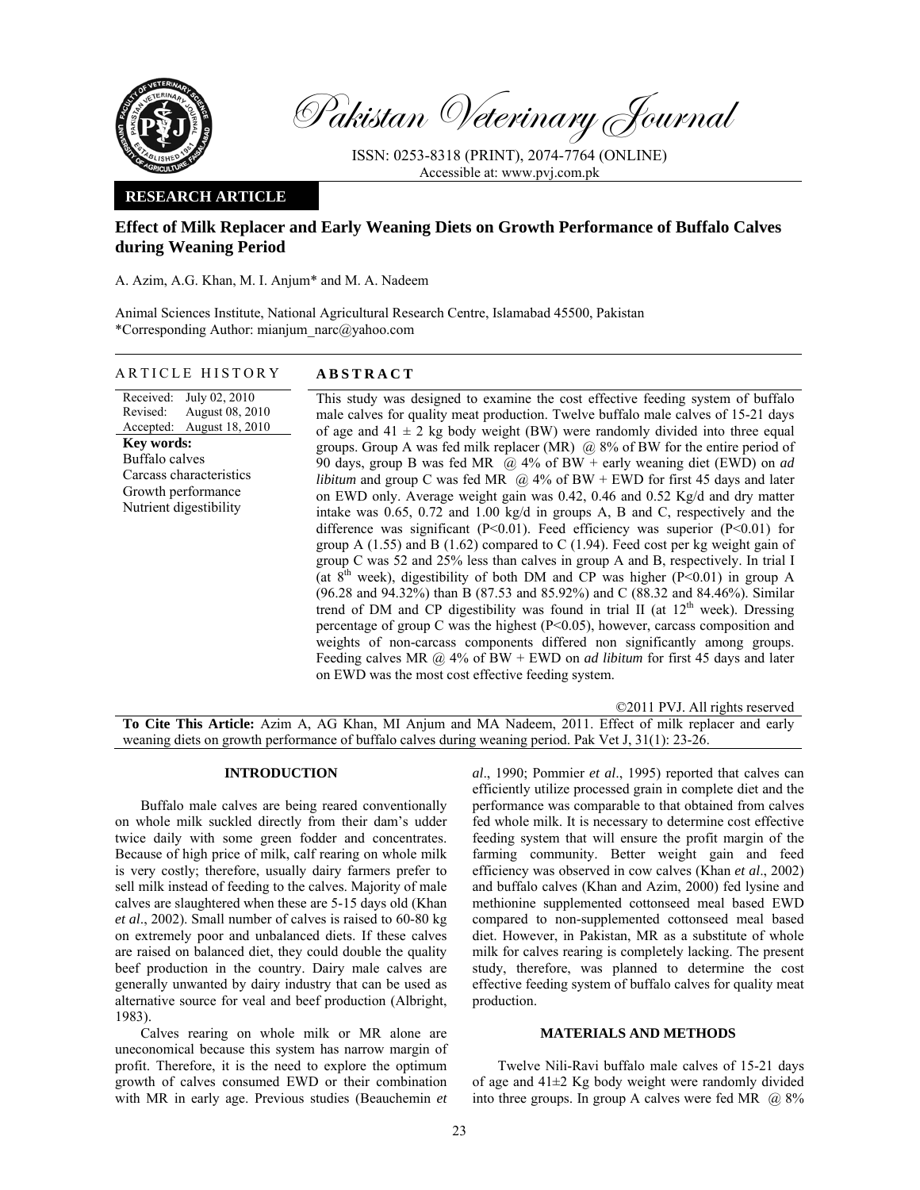Pakistan Veterinary Journal

ISSN: 0253-8318 (PRINT), 2074-7764 (ONLINE)
Accessible at: www.pvj.com.pk

**RESEARCH ARTICLE**

# Effect of Milk Replacer and Early Weaning Diets on Growth Performance of Buffalo Calves during Weaning Period

A. Azim, A.G. Khan, M. I. Anjum* and M. A. Nadeem

Animal Sciences Institute, National Agricultural Research Centre, Islamabad 45500, Pakistan
*Corresponding Author: mianjum_narc@yahoo.com

## ARTICLE HISTORY

Received: July 02, 2010
Revised: August 08, 2010
Accepted: August 18, 2010

**Key words:**
Buffalo calves
Carcass characteristics
Growth performance
Nutrient digestibility

## ABSTRACT

This study was designed to examine the cost effective feeding system of buffalo male calves for quality meat production. Twelve buffalo male calves of 15-21 days of age and 41 ± 2 kg body weight (BW) were randomly divided into three equal groups. Group A was fed milk replacer (MR) @ 8% of BW for the entire period of 90 days, group B was fed MR @ 4% of BW + early weaning diet (EWD) on *ad libitum* and group C was fed MR @ 4% of BW + EWD for first 45 days and later on EWD only. Average weight gain was 0.42, 0.46 and 0.52 Kg/d and dry matter intake was 0.65, 0.72 and 1.00 kg/d in groups A, B and C, respectively and the difference was significant (P<0.01). Feed efficiency was superior (P<0.01) for group A (1.55) and B (1.62) compared to C (1.94). Feed cost per kg weight gain of group C was 52 and 25% less than calves in group A and B, respectively. In trial I (at 8th week), digestibility of both DM and CP was higher (P<0.01) in group A (96.28 and 94.32%) than B (87.53 and 85.92%) and C (88.32 and 84.46%). Similar trend of DM and CP digestibility was found in trial II (at 12th week). Dressing percentage of group C was the highest (P<0.05), however, carcass composition and weights of non-carcass components differed non significantly among groups. Feeding calves MR @ 4% of BW + EWD on *ad libitum* for first 45 days and later on EWD was the most cost effective feeding system.

©2011 PVJ. All rights reserved

**To Cite This Article:** Azim A, AG Khan, MI Anjum and MA Nadeem, 2011. Effect of milk replacer and early weaning diets on growth performance of buffalo calves during weaning period. Pak Vet J, 31(1): 23-26.

## INTRODUCTION

Buffalo male calves are being reared conventionally on whole milk suckled directly from their dam's udder twice daily with some green fodder and concentrates. Because of high price of milk, calf rearing on whole milk is very costly; therefore, usually dairy farmers prefer to sell milk instead of feeding to the calves. Majority of male calves are slaughtered when these are 5-15 days old (Khan *et al*., 2002). Small number of calves is raised to 60-80 kg on extremely poor and unbalanced diets. If these calves are raised on balanced diet, they could double the quality beef production in the country. Dairy male calves are generally unwanted by dairy industry that can be used as alternative source for veal and beef production (Albright, 1983).

Calves rearing on whole milk or MR alone are uneconomical because this system has narrow margin of profit. Therefore, it is the need to explore the optimum growth of calves consumed EWD or their combination with MR in early age. Previous studies (Beauchemin *et al*., 1990; Pommier *et al*., 1995) reported that calves can efficiently utilize processed grain in complete diet and the performance was comparable to that obtained from calves fed whole milk. It is necessary to determine cost effective feeding system that will ensure the profit margin of the farming community. Better weight gain and feed efficiency was observed in cow calves (Khan *et al*., 2002) and buffalo calves (Khan and Azim, 2000) fed lysine and methionine supplemented cottonseed meal based EWD compared to non-supplemented cottonseed meal based diet. However, in Pakistan, MR as a substitute of whole milk for calves rearing is completely lacking. The present study, therefore, was planned to determine the cost effective feeding system of buffalo calves for quality meat production.

## MATERIALS AND METHODS

Twelve Nili-Ravi buffalo male calves of 15-21 days of age and 41±2 Kg body weight were randomly divided into three groups. In group A calves were fed MR @ 8%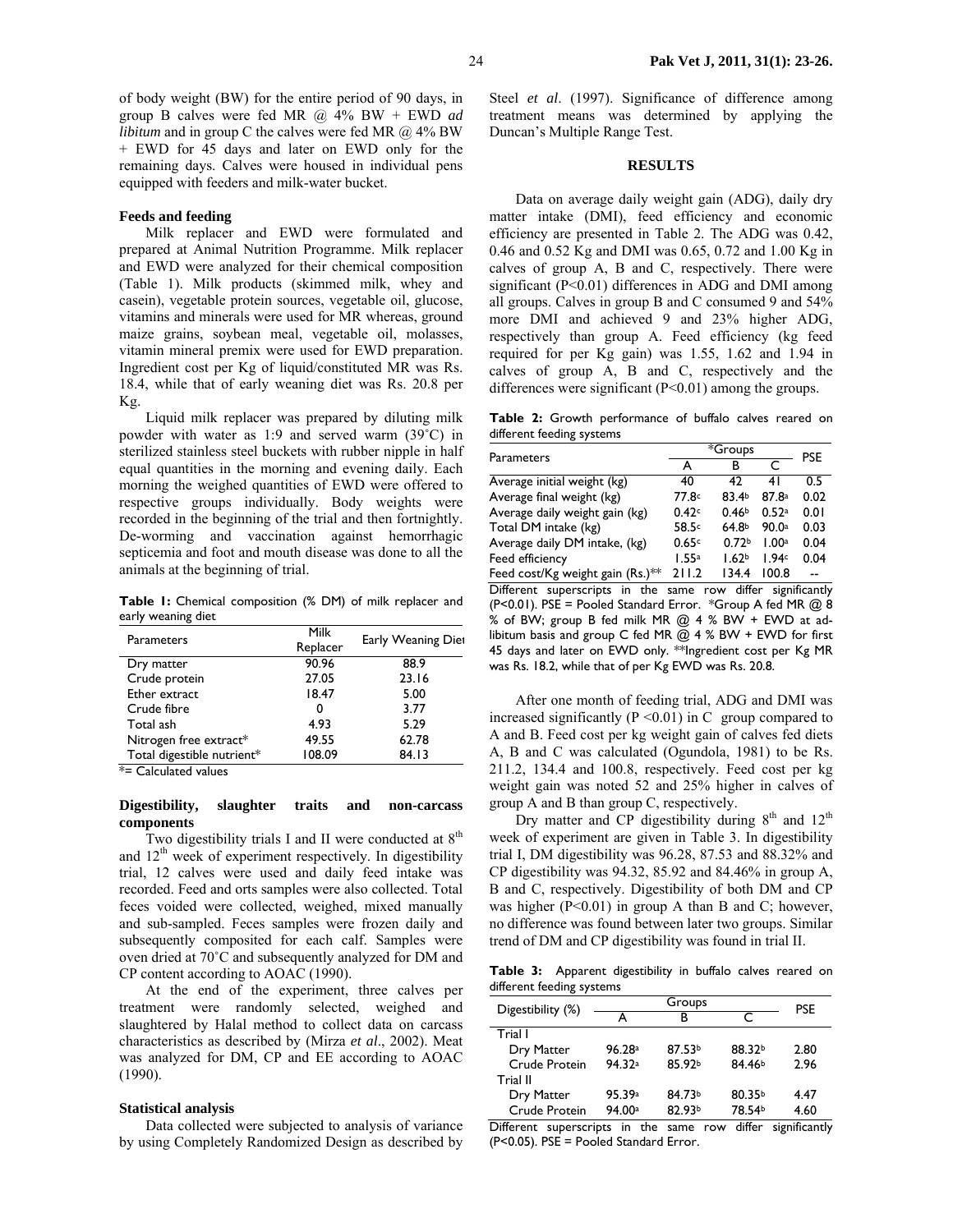of body weight (BW) for the entire period of 90 days, in group B calves were fed MR @ 4% BW + EWD *ad libitum* and in group C the calves were fed MR @ 4% BW + EWD for 45 days and later on EWD only for the remaining days. Calves were housed in individual pens equipped with feeders and milk-water bucket.

### Feeds and feeding

Milk replacer and EWD were formulated and prepared at Animal Nutrition Programme. Milk replacer and EWD were analyzed for their chemical composition (Table 1). Milk products (skimmed milk, whey and casein), vegetable protein sources, vegetable oil, glucose, vitamins and minerals were used for MR whereas, ground maize grains, soybean meal, vegetable oil, molasses, vitamin mineral premix were used for EWD preparation. Ingredient cost per Kg of liquid/constituted MR was Rs. 18.4, while that of early weaning diet was Rs. 20.8 per Kg.

Liquid milk replacer was prepared by diluting milk powder with water as 1:9 and served warm (39˚C) in sterilized stainless steel buckets with rubber nipple in half equal quantities in the morning and evening daily. Each morning the weighed quantities of EWD were offered to respective groups individually. Body weights were recorded in the beginning of the trial and then fortnightly. De-worming and vaccination against hemorrhagic septicemia and foot and mouth disease was done to all the animals at the beginning of trial.

**Table 1:** Chemical composition (% DM) of milk replacer and early weaning diet

| Parameters | Milk Replacer | Early Weaning Diet |
|---|---|---|
| Dry matter | 90.96 | 88.9 |
| Crude protein | 27.05 | 23.16 |
| Ether extract | 18.47 | 5.00 |
| Crude fibre | 0 | 3.77 |
| Total ash | 4.93 | 5.29 |
| Nitrogen free extract* | 49.55 | 62.78 |
| Total digestible nutrient* | 108.09 | 84.13 |

*= Calculated values

### Digestibility, slaughter traits and non-carcass components

Two digestibility trials I and II were conducted at 8[th] and 12[th] week of experiment respectively. In digestibility trial, 12 calves were used and daily feed intake was recorded. Feed and orts samples were also collected. Total feces voided were collected, weighed, mixed manually and sub-sampled. Feces samples were frozen daily and subsequently composited for each calf. Samples were oven dried at 70˚C and subsequently analyzed for DM and CP content according to AOAC (1990).

At the end of the experiment, three calves per treatment were randomly selected, weighed and slaughtered by Halal method to collect data on carcass characteristics as described by (Mirza *et al*., 2002). Meat was analyzed for DM, CP and EE according to AOAC (1990).

### Statistical analysis

Data collected were subjected to analysis of variance by using Completely Randomized Design as described by Steel *et al*. (1997). Significance of difference among treatment means was determined by applying the Duncan's Multiple Range Test.

## RESULTS

Data on average daily weight gain (ADG), daily dry matter intake (DMI), feed efficiency and economic efficiency are presented in Table 2. The ADG was 0.42, 0.46 and 0.52 Kg and DMI was 0.65, 0.72 and 1.00 Kg in calves of group A, B and C, respectively. There were significant (P<0.01) differences in ADG and DMI among all groups. Calves in group B and C consumed 9 and 54% more DMI and achieved 9 and 23% higher ADG, respectively than group A. Feed efficiency (kg feed required for per Kg gain) was 1.55, 1.62 and 1.94 in calves of group A, B and C, respectively and the differences were significant (P<0.01) among the groups.

**Table 2:** Growth performance of buffalo calves reared on different feeding systems

| Parameters | *Groups | | | PSE |
|---|---|---|---|---|
| | A | B | C | |
| Average initial weight (kg) | 40 | 42 | 41 | 0.5 |
| Average final weight (kg) | 77.8[c] | 83.4[b] | 87.8[a] | 0.02 |
| Average daily weight gain (kg) | 0.42[c] | 0.46[b] | 0.52[a] | 0.01 |
| Total DM intake (kg) | 58.5[c] | 64.8[b] | 90.0[a] | 0.03 |
| Average daily DM intake, (kg) | 0.65[c] | 0.72[b] | 1.00[a] | 0.04 |
| Feed efficiency | 1.55[a] | 1.62[b] | 1.94[c] | 0.04 |
| Feed cost/Kg weight gain (Rs.)** | 211.2 | 134.4 | 100.8 | -- |

Different superscripts in the same row differ significantly (P<0.01). PSE = Pooled Standard Error. *Group A fed MR @ 8 % of BW; group B fed milk MR @ 4 % BW + EWD at ad-libitum basis and group C fed MR @ 4 % BW + EWD for first 45 days and later on EWD only. **Ingredient cost per Kg MR was Rs. 18.2, while that of per Kg EWD was Rs. 20.8.

After one month of feeding trial, ADG and DMI was increased significantly (P <0.01) in C group compared to A and B. Feed cost per kg weight gain of calves fed diets A, B and C was calculated (Ogundola, 1981) to be Rs. 211.2, 134.4 and 100.8, respectively. Feed cost per kg weight gain was noted 52 and 25% higher in calves of group A and B than group C, respectively.

Dry matter and CP digestibility during 8[th] and 12[th] week of experiment are given in Table 3. In digestibility trial I, DM digestibility was 96.28, 87.53 and 88.32% and CP digestibility was 94.32, 85.92 and 84.46% in group A, B and C, respectively. Digestibility of both DM and CP was higher (P<0.01) in group A than B and C; however, no difference was found between later two groups. Similar trend of DM and CP digestibility was found in trial II.

**Table 3:** Apparent digestibility in buffalo calves reared on different feeding systems

| Digestibility (%) | Groups | | | PSE |
|---|---|---|---|---|
| | A | B | C | |
| Trial I | | | | |
| Dry Matter | 96.28[a] | 87.53[b] | 88.32[b] | 2.80 |
| Crude Protein | 94.32[a] | 85.92[b] | 84.46[b] | 2.96 |
| Trial II | | | | |
| Dry Matter | 95.39[a] | 84.73[b] | 80.35[b] | 4.47 |
| Crude Protein | 94.00[a] | 82.93[b] | 78.54[b] | 4.60 |

Different superscripts in the same row differ significantly (P<0.05). PSE = Pooled Standard Error.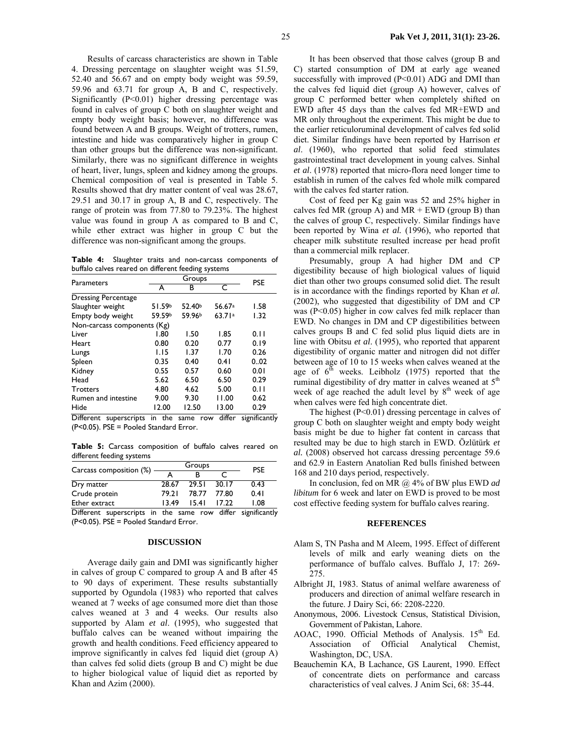Results of carcass characteristics are shown in Table 4. Dressing percentage on slaughter weight was 51.59, 52.40 and 56.67 and on empty body weight was 59.59, 59.96 and 63.71 for group A, B and C, respectively. Significantly (P<0.01) higher dressing percentage was found in calves of group C both on slaughter weight and empty body weight basis; however, no difference was found between A and B groups. Weight of trotters, rumen, intestine and hide was comparatively higher in group C than other groups but the difference was non-significant. Similarly, there was no significant difference in weights of heart, liver, lungs, spleen and kidney among the groups. Chemical composition of veal is presented in Table 5. Results showed that dry matter content of veal was 28.67, 29.51 and 30.17 in group A, B and C, respectively. The range of protein was from 77.80 to 79.23%. The highest value was found in group A as compared to B and C, while ether extract was higher in group C but the difference was non-significant among the groups.

**Table 4:** Slaughter traits and non-carcass components of buffalo calves reared on different feeding systems

| Parameters | Groups | | | PSE |
|---|---|---|---|---|
| | A | B | C | |
| Dressing Percentage | | | | |
| Slaughter weight | 51.59[b] | 52.40[b] | 56.67[a] | 1.58 |
| Empty body weight | 59.59[b] | 59.96[b] | 63.71[a] | 1.32 |
| Non-carcass components (Kg) | | | | |
| Liver | 1.80 | 1.50 | 1.85 | 0.11 |
| Heart | 0.80 | 0.20 | 0.77 | 0.19 |
| Lungs | 1.15 | 1.37 | 1.70 | 0.26 |
| Spleen | 0.35 | 0.40 | 0.41 | 0..02 |
| Kidney | 0.55 | 0.57 | 0.60 | 0.01 |
| Head | 5.62 | 6.50 | 6.50 | 0.29 |
| Trotters | 4.80 | 4.62 | 5.00 | 0.11 |
| Rumen and intestine | 9.00 | 9.30 | 11.00 | 0.62 |
| Hide | 12.00 | 12.50 | 13.00 | 0.29 |

Different superscripts in the same row differ significantly (P<0.05). PSE = Pooled Standard Error.

**Table 5:** Carcass composition of buffalo calves reared on different feeding systems

| Carcass composition (%) | Groups | | | PSE |
|---|---|---|---|---|
| | A | B | C | |
| Dry matter | 28.67 | 29.51 | 30.17 | 0.43 |
| Crude protein | 79.21 | 78.77 | 77.80 | 0.41 |
| Ether extract | 13.49 | 15.41 | 17.22 | 1.08 |

Different superscripts in the same row differ significantly (P<0.05). PSE = Pooled Standard Error.

## DISCUSSION

Average daily gain and DMI was significantly higher in calves of group C compared to group A and B after 45 to 90 days of experiment. These results substantially supported by Ogundola (1983) who reported that calves weaned at 7 weeks of age consumed more diet than those calves weaned at 3 and 4 weeks. Our results also supported by Alam *et al*. (1995), who suggested that buffalo calves can be weaned without impairing the growth and health conditions. Feed efficiency appeared to improve significantly in calves fed liquid diet (group A) than calves fed solid diets (group B and C) might be due to higher biological value of liquid diet as reported by Khan and Azim (2000).

It has been observed that those calves (group B and C) started consumption of DM at early age weaned successfully with improved (P<0.01) ADG and DMI than the calves fed liquid diet (group A) however, calves of group C performed better when completely shifted on EWD after 45 days than the calves fed MR+EWD and MR only throughout the experiment. This might be due to the earlier reticuloruminal development of calves fed solid diet. Similar findings have been reported by Harrison *et al*. (1960), who reported that solid feed stimulates gastrointestinal tract development in young calves. Sinhal *et al*. (1978) reported that micro-flora need longer time to establish in rumen of the calves fed whole milk compared with the calves fed starter ration.

Cost of feed per Kg gain was 52 and 25% higher in calves fed MR (group A) and MR + EWD (group B) than the calves of group C, respectively. Similar findings have been reported by Wina *et al.* (1996), who reported that cheaper milk substitute resulted increase per head profit than a commercial milk replacer.

Presumably, group A had higher DM and CP digestibility because of high biological values of liquid diet than other two groups consumed solid diet. The result is in accordance with the findings reported by Khan *et al.* (2002), who suggested that digestibility of DM and CP was (P<0.05) higher in cow calves fed milk replacer than EWD. No changes in DM and CP digestibilities between calves groups B and C fed solid plus liquid diets are in line with Obitsu *et al*. (1995), who reported that apparent digestibility of organic matter and nitrogen did not differ between age of 10 to 15 weeks when calves weaned at the age of 6$^{th}$ weeks. Leibholz (1975) reported that the ruminal digestibility of dry matter in calves weaned at 5$^{th}$ week of age reached the adult level by 8$^{th}$ week of age when calves were fed high concentrate diet.

The highest (P<0.01) dressing percentage in calves of group C both on slaughter weight and empty body weight basis might be due to higher fat content in carcass that resulted may be due to high starch in EWD. Özlütürk *et al.* (2008) observed hot carcass dressing percentage 59.6 and 62.9 in Eastern Anatolian Red bulls finished between 168 and 210 days period, respectively.

In conclusion, fed on MR @ 4% of BW plus EWD *ad libitum* for 6 week and later on EWD is proved to be most cost effective feeding system for buffalo calves rearing.

## REFERENCES

Alam S, TN Pasha and M Aleem, 1995. Effect of different levels of milk and early weaning diets on the performance of buffalo calves. Buffalo J, 17: 269-275.

Albright JI, 1983. Status of animal welfare awareness of producers and direction of animal welfare research in the future. J Dairy Sci, 66: 2208-2220.

Anonymous, 2006. Livestock Census, Statistical Division, Government of Pakistan, Lahore.

AOAC, 1990. Official Methods of Analysis. 15$^{th}$ Ed. Association of Official Analytical Chemist, Washington, DC, USA.

Beauchemin KA, B Lachance, GS Laurent, 1990. Effect of concentrate diets on performance and carcass characteristics of veal calves. J Anim Sci, 68: 35-44.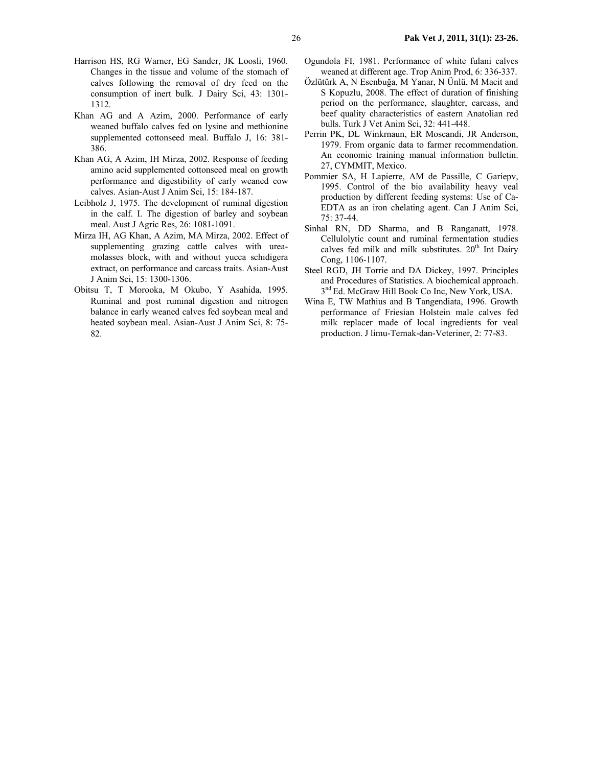Harrison HS, RG Warner, EG Sander, JK Loosli, 1960. Changes in the tissue and volume of the stomach of calves following the removal of dry feed on the consumption of inert bulk. J Dairy Sci, 43: 1301-1312.

Khan AG and A Azim, 2000. Performance of early weaned buffalo calves fed on lysine and methionine supplemented cottonseed meal. Buffalo J, 16: 381-386.

Khan AG, A Azim, IH Mirza, 2002. Response of feeding amino acid supplemented cottonseed meal on growth performance and digestibility of early weaned cow calves. Asian-Aust J Anim Sci, 15: 184-187.

Leibholz J, 1975. The development of ruminal digestion in the calf. I. The digestion of barley and soybean meal. Aust J Agric Res, 26: 1081-1091.

Mirza IH, AG Khan, A Azim, MA Mirza, 2002. Effect of supplementing grazing cattle calves with urea-molasses block, with and without yucca schidigera extract, on performance and carcass traits. Asian-Aust J Anim Sci, 15: 1300-1306.

Obitsu T, T Morooka, M Okubo, Y Asahida, 1995. Ruminal and post ruminal digestion and nitrogen balance in early weaned calves fed soybean meal and heated soybean meal. Asian-Aust J Anim Sci, 8: 75-82.

Ogundola FI, 1981. Performance of white fulani calves weaned at different age. Trop Anim Prod, 6: 336-337.

Özlütürk A, N Esenbuğa, M Yanar, N Ünlü, M Macit and S Kopuzlu, 2008. The effect of duration of finishing period on the performance, slaughter, carcass, and beef quality characteristics of eastern Anatolian red bulls. Turk J Vet Anim Sci, 32: 441-448.

Perrin PK, DL Winkrnaun, ER Moscandi, JR Anderson, 1979. From organic data to farmer recommendation. An economic training manual information bulletin. 27, CYMMIT, Mexico.

Pommier SA, H Lapierre, AM de Passille, C Gariepv, 1995. Control of the bio availability heavy veal production by different feeding systems: Use of Ca-EDTA as an iron chelating agent. Can J Anim Sci, 75: 37-44.

Sinhal RN, DD Sharma, and B Ranganatt, 1978. Cellulolytic count and ruminal fermentation studies calves fed milk and milk substitutes. 20th Int Dairy Cong, 1106-1107.

Steel RGD, JH Torrie and DA Dickey, 1997. Principles and Procedures of Statistics. A biochemical approach. 3nd Ed. McGraw Hill Book Co Inc, New York, USA.

Wina E, TW Mathius and B Tangendiata, 1996. Growth performance of Friesian Holstein male calves fed milk replacer made of local ingredients for veal production. J limu-Ternak-dan-Veteriner, 2: 77-83.